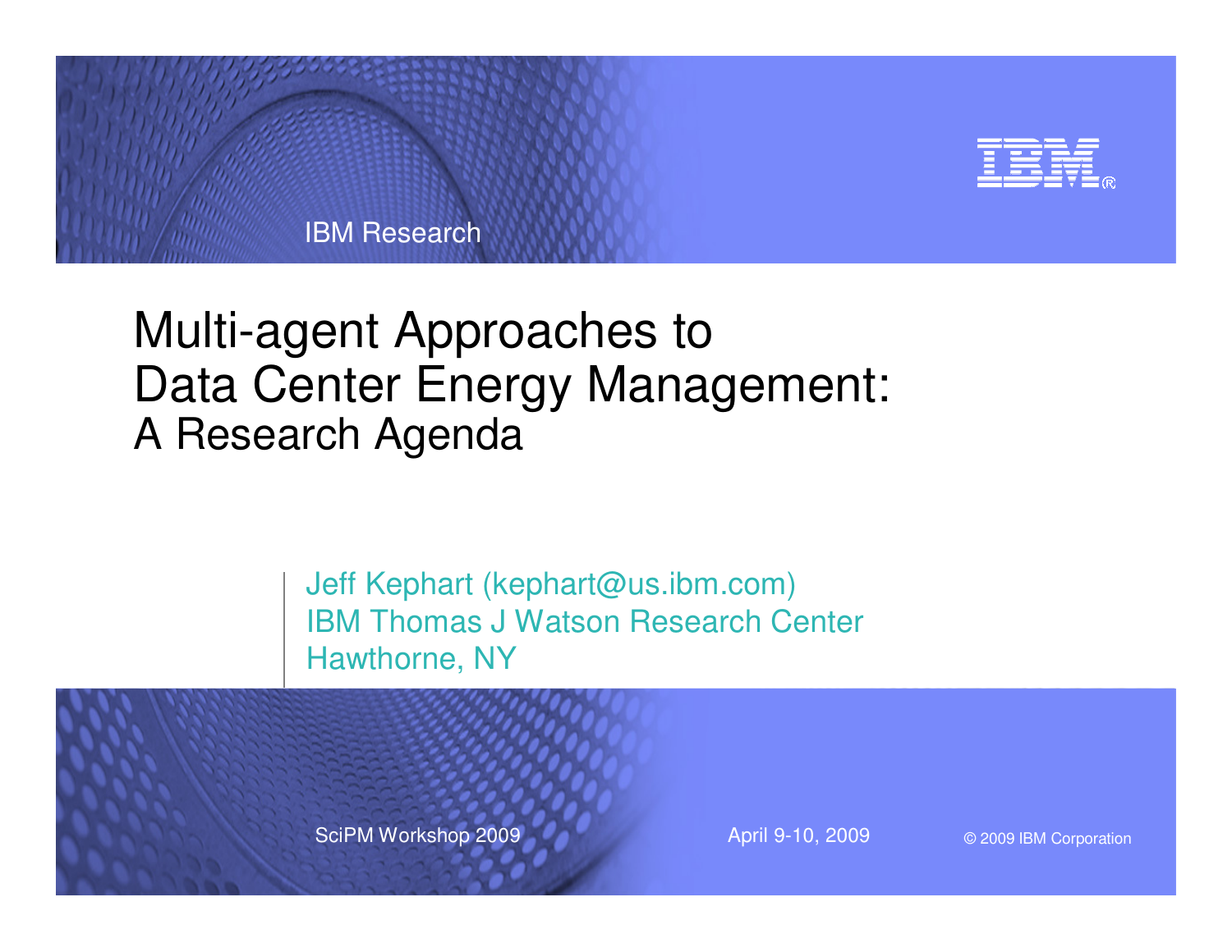IBM Research

# Multi-agent Approaches to Data Center Energy Management: A Research Agenda

Jeff Kephart (kephart@us.ibm.com)
IBM Thomas J Watson Research Center
Hawthorne, NY

SciPM Workshop 2009

April 9-10, 2009

© 2009 IBM Corporation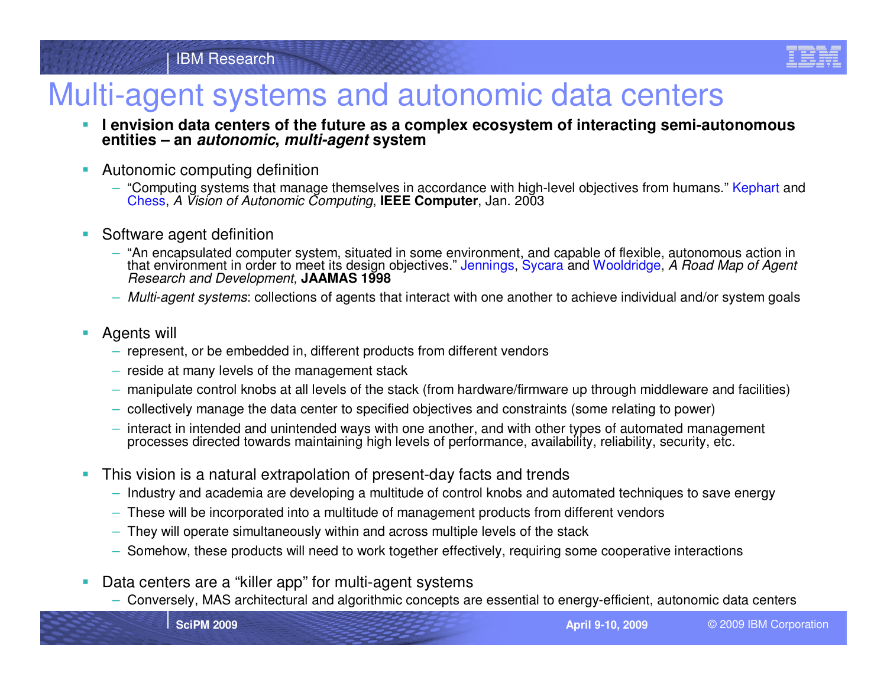# Multi-agent systems and autonomic data centers

- **I envision data centers of the future as a complex ecosystem of interacting semi-autonomous entities – an *autonomic*, *multi-agent* system**

- Autonomic computing definition
  - "Computing systems that manage themselves in accordance with high-level objectives from humans." Kephart and Chess, *A Vision of Autonomic Computing*, **IEEE Computer**, Jan. 2003

- Software agent definition
  - "An encapsulated computer system, situated in some environment, and capable of flexible, autonomous action in that environment in order to meet its design objectives." Jennings, Sycara and Wooldridge, *A Road Map of Agent Research and Development,* **JAAMAS 1998**
  - *Multi-agent systems*: collections of agents that interact with one another to achieve individual and/or system goals

- Agents will
  - represent, or be embedded in, different products from different vendors
  - reside at many levels of the management stack
  - manipulate control knobs at all levels of the stack (from hardware/firmware up through middleware and facilities)
  - collectively manage the data center to specified objectives and constraints (some relating to power)
  - interact in intended and unintended ways with one another, and with other types of automated management processes directed towards maintaining high levels of performance, availability, reliability, security, etc.

- This vision is a natural extrapolation of present-day facts and trends
  - Industry and academia are developing a multitude of control knobs and automated techniques to save energy
  - These will be incorporated into a multitude of management products from different vendors
  - They will operate simultaneously within and across multiple levels of the stack
  - Somehow, these products will need to work together effectively, requiring some cooperative interactions

- Data centers are a "killer app" for multi-agent systems
  - Conversely, MAS architectural and algorithmic concepts are essential to energy-efficient, autonomic data centers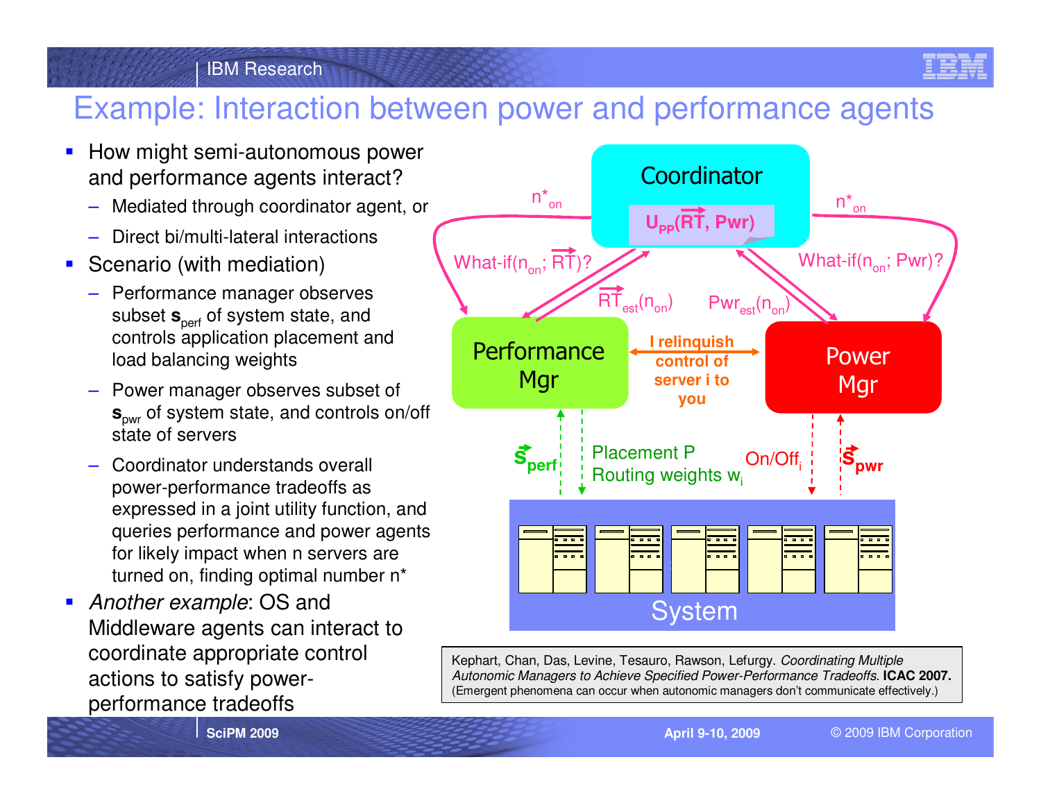# Example: Interaction between power and performance agents

- How might semi-autonomous power and performance agents interact?
  - Mediated through coordinator agent, or
  - Direct bi/multi-lateral interactions
- Scenario (with mediation)
  - Performance manager observes subset $\mathbf{s}_{perf}$ of system state, and controls application placement and load balancing weights
  - Power manager observes subset of $\mathbf{s}_{pwr}$ of system state, and controls on/off state of servers
  - Coordinator understands overall power-performance tradeoffs as expressed in a joint utility function, and queries performance and power agents for likely impact when n servers are turned on, finding optimal number n*
- *Another example*: OS and Middleware agents can interact to coordinate appropriate control actions to satisfy power-performance tradeoffs

Coordinator: $U_{PP}(\overrightarrow{RT}, Pwr)$

$n^*_{on}$ | What-if($n_{on}$; $\overrightarrow{RT}$)? | $\overrightarrow{RT}_{est}(n_{on})$ | $Pwr_{est}(n_{on})$ | What-if($n_{on}$; Pwr)? | $n^*_{on}$

Performance Mgr — **I relinquish control of server i to you** — Power Mgr

$\vec{s}_{perf}$ | Placement P, Routing weights $w_i$ | On/Off$_i$ | $\vec{s}_{pwr}$

System

Kephart, Chan, Das, Levine, Tesauro, Rawson, Lefurgy. *Coordinating Multiple Autonomic Managers to Achieve Specified Power-Performance Tradeoffs*. **ICAC 2007.** (Emergent phenomena can occur when autonomic managers don't communicate effectively.)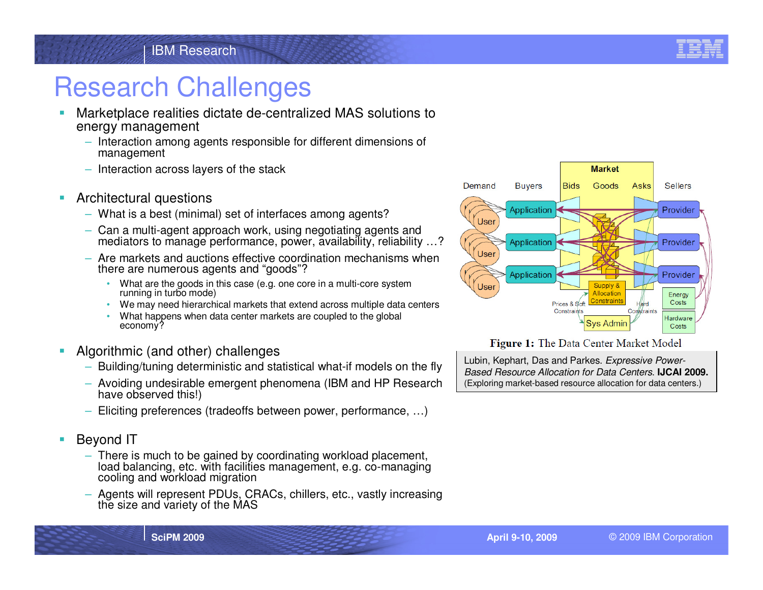# Research Challenges

- Marketplace realities dictate de-centralized MAS solutions to energy management
  - Interaction among agents responsible for different dimensions of management
  - Interaction across layers of the stack
- Architectural questions
  - What is a best (minimal) set of interfaces among agents?
  - Can a multi-agent approach work, using negotiating agents and mediators to manage performance, power, availability, reliability …?
  - Are markets and auctions effective coordination mechanisms when there are numerous agents and "goods"?
    - What are the goods in this case (e.g. one core in a multi-core system running in turbo mode)
    - We may need hierarchical markets that extend across multiple data centers
    - What happens when data center markets are coupled to the global economy?
- Algorithmic (and other) challenges
  - Building/tuning deterministic and statistical what-if models on the fly
  - Avoiding undesirable emergent phenomena (IBM and HP Research have observed this!)
  - Eliciting preferences (tradeoffs between power, performance, …)
- Beyond IT
  - There is much to be gained by coordinating workload placement, load balancing, etc. with facilities management, e.g. co-managing cooling and workload migration
  - Agents will represent PDUs, CRACs, chillers, etc., vastly increasing the size and variety of the MAS

Market

Demand Buyers Bids Goods Asks Sellers

User Application Provider

User Application Provider

User Application Provider

Supply & Allocation Constraints

Prices & Soft Constraints

Hard Constraints

Sys Admin

Energy Costs

Hardware Costs

**Figure 1:** The Data Center Market Model

Lubin, Kephart, Das and Parkes. *Expressive Power-Based Resource Allocation for Data Centers*. **IJCAI 2009.** (Exploring market-based resource allocation for data centers.)